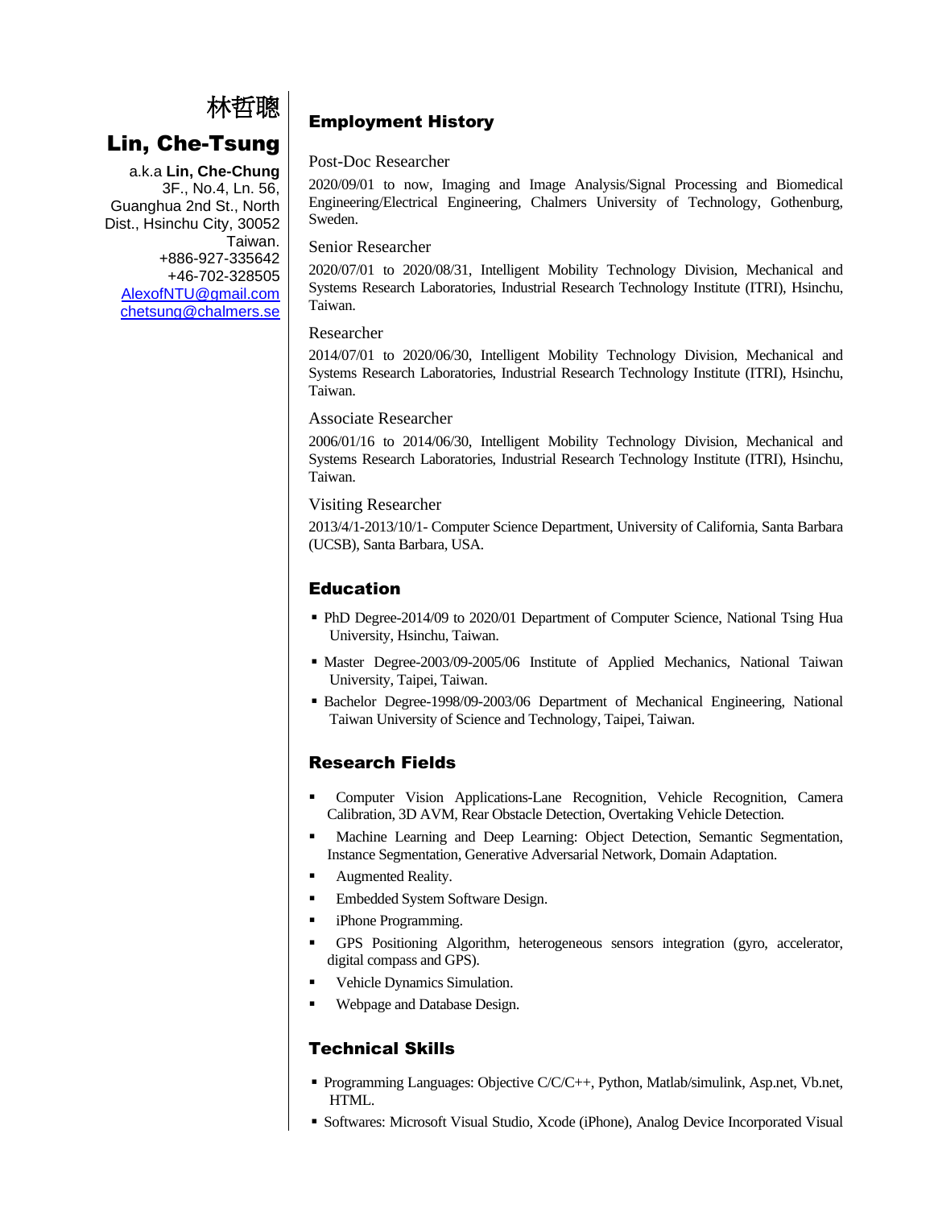# 林哲聰

# Lin, Che-Tsung

a.k.a **Lin, Che-Chung**
3F., No.4, Ln. 56, Guanghua 2nd St., North Dist., Hsinchu City, 30052 Taiwan.
+886-927-335642
+46-702-328505
AlexofNTU@gmail.com
chetsung@chalmers.se

## Employment History

### Post-Doc Researcher

2020/09/01 to now, Imaging and Image Analysis/Signal Processing and Biomedical Engineering/Electrical Engineering, Chalmers University of Technology, Gothenburg, Sweden.

### Senior Researcher

2020/07/01 to 2020/08/31, Intelligent Mobility Technology Division, Mechanical and Systems Research Laboratories, Industrial Research Technology Institute (ITRI), Hsinchu, Taiwan.

### Researcher

2014/07/01 to 2020/06/30, Intelligent Mobility Technology Division, Mechanical and Systems Research Laboratories, Industrial Research Technology Institute (ITRI), Hsinchu, Taiwan.

### Associate Researcher

2006/01/16 to 2014/06/30, Intelligent Mobility Technology Division, Mechanical and Systems Research Laboratories, Industrial Research Technology Institute (ITRI), Hsinchu, Taiwan.

### Visiting Researcher

2013/4/1-2013/10/1- Computer Science Department, University of California, Santa Barbara (UCSB), Santa Barbara, USA.

## Education

- PhD Degree-2014/09 to 2020/01 Department of Computer Science, National Tsing Hua University, Hsinchu, Taiwan.
- Master Degree-2003/09-2005/06 Institute of Applied Mechanics, National Taiwan University, Taipei, Taiwan.
- Bachelor Degree-1998/09-2003/06 Department of Mechanical Engineering, National Taiwan University of Science and Technology, Taipei, Taiwan.

## Research Fields

- Computer Vision Applications-Lane Recognition, Vehicle Recognition, Camera Calibration, 3D AVM, Rear Obstacle Detection, Overtaking Vehicle Detection.
- Machine Learning and Deep Learning: Object Detection, Semantic Segmentation, Instance Segmentation, Generative Adversarial Network, Domain Adaptation.
- Augmented Reality.
- Embedded System Software Design.
- iPhone Programming.
- GPS Positioning Algorithm, heterogeneous sensors integration (gyro, accelerator, digital compass and GPS).
- Vehicle Dynamics Simulation.
- Webpage and Database Design.

## Technical Skills

- Programming Languages: Objective C/C/C++, Python, Matlab/simulink, Asp.net, Vb.net, HTML.
- Softwares: Microsoft Visual Studio, Xcode (iPhone), Analog Device Incorporated Visual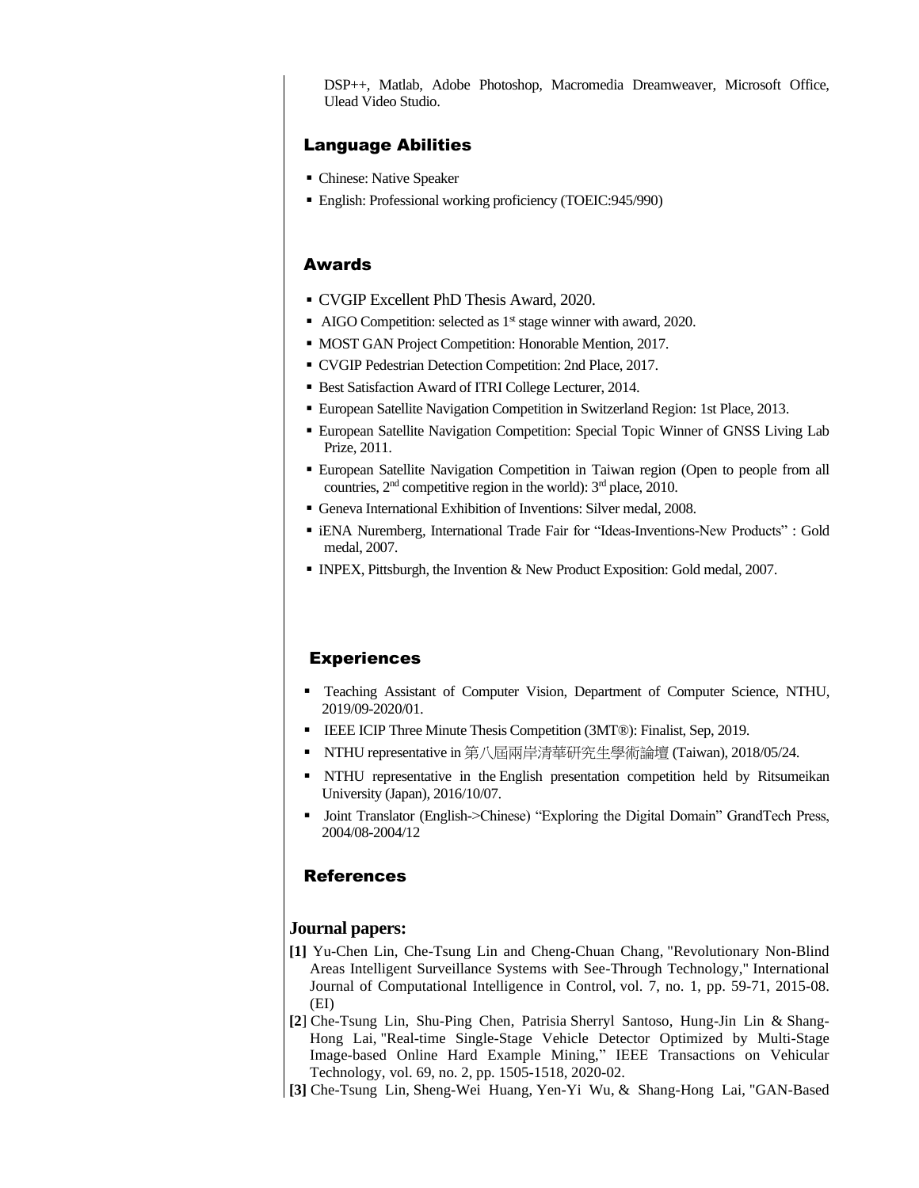DSP++, Matlab, Adobe Photoshop, Macromedia Dreamweaver, Microsoft Office, Ulead Video Studio.

## Language Abilities

- Chinese: Native Speaker
- English: Professional working proficiency (TOEIC:945/990)

## Awards

- CVGIP Excellent PhD Thesis Award, 2020.
- AIGO Competition: selected as 1st stage winner with award, 2020.
- MOST GAN Project Competition: Honorable Mention, 2017.
- CVGIP Pedestrian Detection Competition: 2nd Place, 2017.
- Best Satisfaction Award of ITRI College Lecturer, 2014.
- European Satellite Navigation Competition in Switzerland Region: 1st Place, 2013.
- European Satellite Navigation Competition: Special Topic Winner of GNSS Living Lab Prize, 2011.
- European Satellite Navigation Competition in Taiwan region (Open to people from all countries, 2nd competitive region in the world): 3rd place, 2010.
- Geneva International Exhibition of Inventions: Silver medal, 2008.
- iENA Nuremberg, International Trade Fair for "Ideas-Inventions-New Products" : Gold medal, 2007.
- INPEX, Pittsburgh, the Invention & New Product Exposition: Gold medal, 2007.

## Experiences

- Teaching Assistant of Computer Vision, Department of Computer Science, NTHU, 2019/09-2020/01.
- IEEE ICIP Three Minute Thesis Competition (3MT®): Finalist, Sep, 2019.
- NTHU representative in 第八屆兩岸清華研究生學術論壇 (Taiwan), 2018/05/24.
- NTHU representative in the English presentation competition held by Ritsumeikan University (Japan), 2016/10/07.
- Joint Translator (English->Chinese) "Exploring the Digital Domain" GrandTech Press, 2004/08-2004/12

## References

### Journal papers:

**[1]** Yu-Chen Lin, Che-Tsung Lin and Cheng-Chuan Chang, "Revolutionary Non-Blind Areas Intelligent Surveillance Systems with See-Through Technology," International Journal of Computational Intelligence in Control, vol. 7, no. 1, pp. 59-71, 2015-08. (EI)

**[2]** Che-Tsung Lin, Shu-Ping Chen, Patrisia Sherryl Santoso, Hung-Jin Lin & Shang-Hong Lai, "Real-time Single-Stage Vehicle Detector Optimized by Multi-Stage Image-based Online Hard Example Mining," IEEE Transactions on Vehicular Technology, vol. 69, no. 2, pp. 1505-1518, 2020-02.

**[3]** Che-Tsung Lin, Sheng-Wei Huang, Yen-Yi Wu, & Shang-Hong Lai, "GAN-Based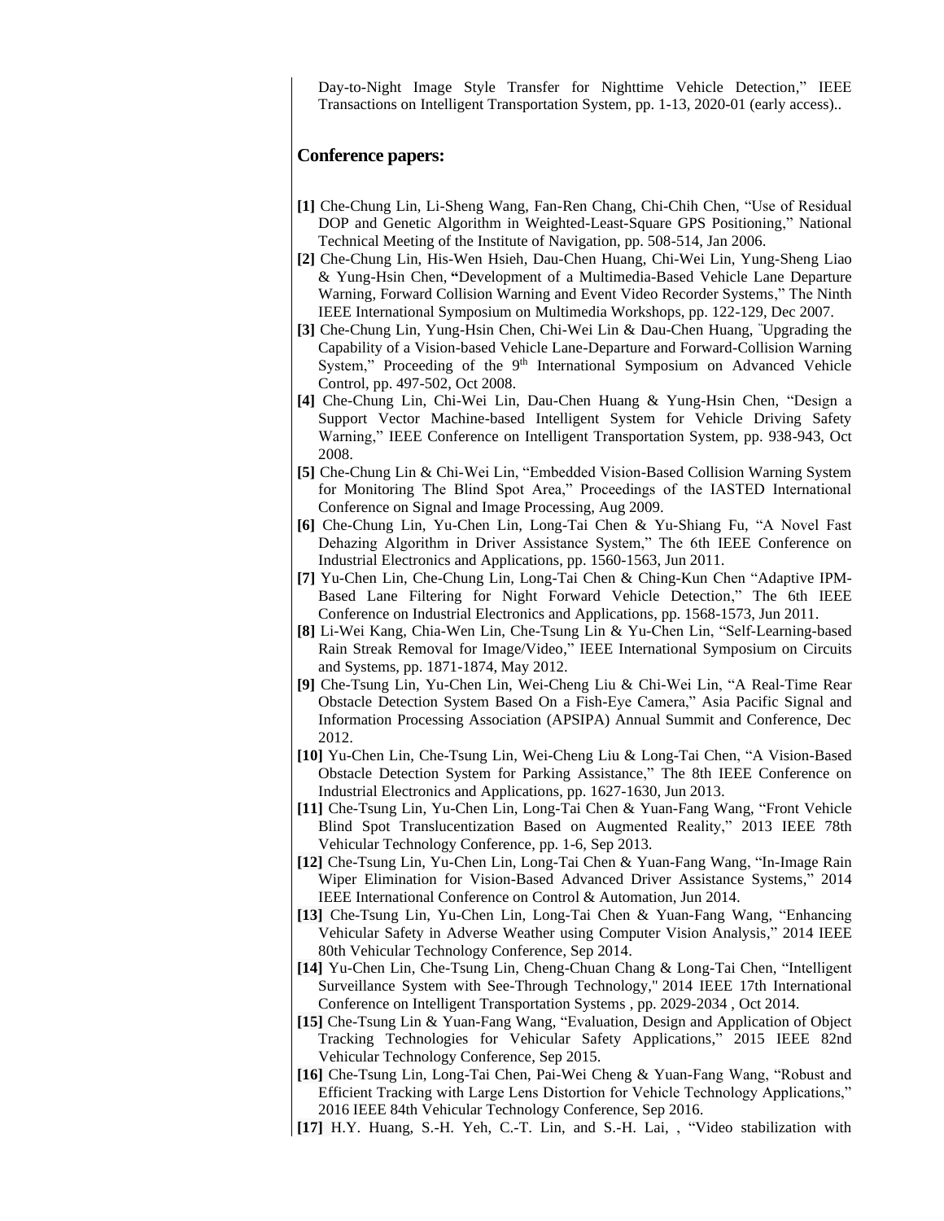Day-to-Night Image Style Transfer for Nighttime Vehicle Detection," IEEE Transactions on Intelligent Transportation System, pp. 1-13, 2020-01 (early access)..

## Conference papers:

**[1]** Che-Chung Lin, Li-Sheng Wang, Fan-Ren Chang, Chi-Chih Chen, "Use of Residual DOP and Genetic Algorithm in Weighted-Least-Square GPS Positioning," National Technical Meeting of the Institute of Navigation, pp. 508-514, Jan 2006.

**[2]** Che-Chung Lin, His-Wen Hsieh, Dau-Chen Huang, Chi-Wei Lin, Yung-Sheng Liao & Yung-Hsin Chen, **"**Development of a Multimedia-Based Vehicle Lane Departure Warning, Forward Collision Warning and Event Video Recorder Systems," The Ninth IEEE International Symposium on Multimedia Workshops, pp. 122-129, Dec 2007.

**[3]** Che-Chung Lin, Yung-Hsin Chen, Chi-Wei Lin & Dau-Chen Huang, "Upgrading the Capability of a Vision-based Vehicle Lane-Departure and Forward-Collision Warning System," Proceeding of the 9th International Symposium on Advanced Vehicle Control, pp. 497-502, Oct 2008.

**[4]** Che-Chung Lin, Chi-Wei Lin, Dau-Chen Huang & Yung-Hsin Chen, "Design a Support Vector Machine-based Intelligent System for Vehicle Driving Safety Warning," IEEE Conference on Intelligent Transportation System, pp. 938-943, Oct 2008.

**[5]** Che-Chung Lin & Chi-Wei Lin, "Embedded Vision-Based Collision Warning System for Monitoring The Blind Spot Area," Proceedings of the IASTED International Conference on Signal and Image Processing, Aug 2009.

**[6]** Che-Chung Lin, Yu-Chen Lin, Long-Tai Chen & Yu-Shiang Fu, "A Novel Fast Dehazing Algorithm in Driver Assistance System," The 6th IEEE Conference on Industrial Electronics and Applications, pp. 1560-1563, Jun 2011.

**[7]** Yu-Chen Lin, Che-Chung Lin, Long-Tai Chen & Ching-Kun Chen "Adaptive IPM-Based Lane Filtering for Night Forward Vehicle Detection," The 6th IEEE Conference on Industrial Electronics and Applications, pp. 1568-1573, Jun 2011.

**[8]** Li-Wei Kang, Chia-Wen Lin, Che-Tsung Lin & Yu-Chen Lin, "Self-Learning-based Rain Streak Removal for Image/Video," IEEE International Symposium on Circuits and Systems, pp. 1871-1874, May 2012.

**[9]** Che-Tsung Lin, Yu-Chen Lin, Wei-Cheng Liu & Chi-Wei Lin, "A Real-Time Rear Obstacle Detection System Based On a Fish-Eye Camera," Asia Pacific Signal and Information Processing Association (APSIPA) Annual Summit and Conference, Dec 2012.

**[10]** Yu-Chen Lin, Che-Tsung Lin, Wei-Cheng Liu & Long-Tai Chen, "A Vision-Based Obstacle Detection System for Parking Assistance," The 8th IEEE Conference on Industrial Electronics and Applications, pp. 1627-1630, Jun 2013.

**[11]** Che-Tsung Lin, Yu-Chen Lin, Long-Tai Chen & Yuan-Fang Wang, "Front Vehicle Blind Spot Translucentization Based on Augmented Reality," 2013 IEEE 78th Vehicular Technology Conference, pp. 1-6, Sep 2013.

**[12]** Che-Tsung Lin, Yu-Chen Lin, Long-Tai Chen & Yuan-Fang Wang, "In-Image Rain Wiper Elimination for Vision-Based Advanced Driver Assistance Systems," 2014 IEEE International Conference on Control & Automation, Jun 2014.

**[13]** Che-Tsung Lin, Yu-Chen Lin, Long-Tai Chen & Yuan-Fang Wang, "Enhancing Vehicular Safety in Adverse Weather using Computer Vision Analysis," 2014 IEEE 80th Vehicular Technology Conference, Sep 2014.

**[14]** Yu-Chen Lin, Che-Tsung Lin, Cheng-Chuan Chang & Long-Tai Chen, "Intelligent Surveillance System with See-Through Technology," 2014 IEEE 17th International Conference on Intelligent Transportation Systems , pp. 2029-2034 , Oct 2014.

**[15]** Che-Tsung Lin & Yuan-Fang Wang, "Evaluation, Design and Application of Object Tracking Technologies for Vehicular Safety Applications," 2015 IEEE 82nd Vehicular Technology Conference, Sep 2015.

**[16]** Che-Tsung Lin, Long-Tai Chen, Pai-Wei Cheng & Yuan-Fang Wang, "Robust and Efficient Tracking with Large Lens Distortion for Vehicle Technology Applications," 2016 IEEE 84th Vehicular Technology Conference, Sep 2016.

**[17]** H.Y. Huang, S.-H. Yeh, C.-T. Lin, and S.-H. Lai, , "Video stabilization with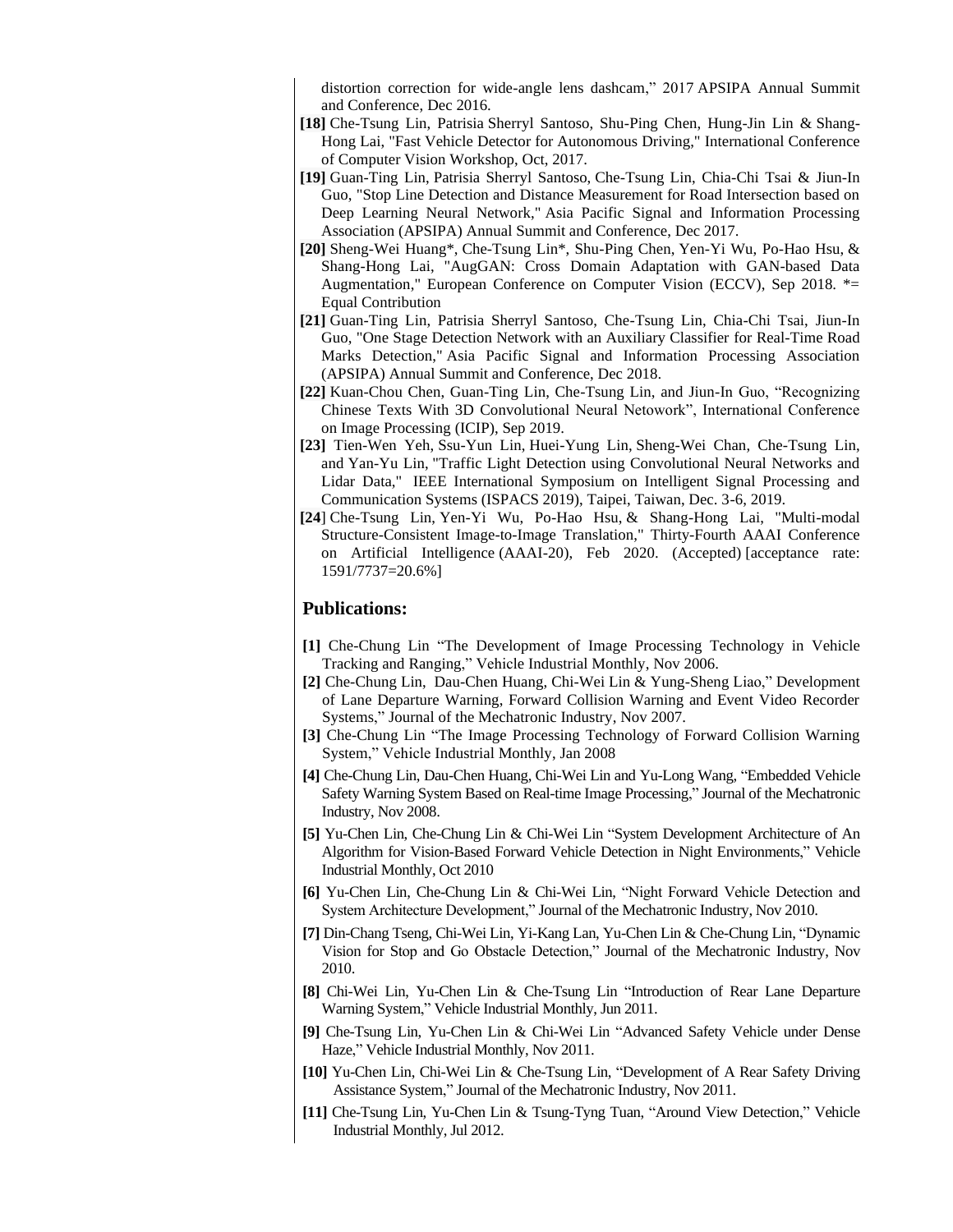distortion correction for wide-angle lens dashcam," 2017 APSIPA Annual Summit and Conference, Dec 2016.

**[18]** Che-Tsung Lin, Patrisia Sherryl Santoso, Shu-Ping Chen, Hung-Jin Lin & Shang-Hong Lai, "Fast Vehicle Detector for Autonomous Driving," International Conference of Computer Vision Workshop, Oct, 2017.

**[19]** Guan-Ting Lin, Patrisia Sherryl Santoso, Che-Tsung Lin, Chia-Chi Tsai & Jiun-In Guo, "Stop Line Detection and Distance Measurement for Road Intersection based on Deep Learning Neural Network," Asia Pacific Signal and Information Processing Association (APSIPA) Annual Summit and Conference, Dec 2017.

**[20]** Sheng-Wei Huang*, Che-Tsung Lin*, Shu-Ping Chen, Yen-Yi Wu, Po-Hao Hsu, & Shang-Hong Lai, "AugGAN: Cross Domain Adaptation with GAN-based Data Augmentation," European Conference on Computer Vision (ECCV), Sep 2018. *= Equal Contribution

**[21]** Guan-Ting Lin, Patrisia Sherryl Santoso, Che-Tsung Lin, Chia-Chi Tsai, Jiun-In Guo, "One Stage Detection Network with an Auxiliary Classifier for Real-Time Road Marks Detection," Asia Pacific Signal and Information Processing Association (APSIPA) Annual Summit and Conference, Dec 2018.

**[22]** Kuan-Chou Chen, Guan-Ting Lin, Che-Tsung Lin, and Jiun-In Guo, "Recognizing Chinese Texts With 3D Convolutional Neural Netowork", International Conference on Image Processing (ICIP), Sep 2019.

**[23]** Tien-Wen Yeh, Ssu-Yun Lin, Huei-Yung Lin, Sheng-Wei Chan, Che-Tsung Lin, and Yan-Yu Lin, "Traffic Light Detection using Convolutional Neural Networks and Lidar Data," IEEE International Symposium on Intelligent Signal Processing and Communication Systems (ISPACS 2019), Taipei, Taiwan, Dec. 3-6, 2019.

**[24]** Che-Tsung Lin, Yen-Yi Wu, Po-Hao Hsu, & Shang-Hong Lai, "Multi-modal Structure-Consistent Image-to-Image Translation," Thirty-Fourth AAAI Conference on Artificial Intelligence (AAAI-20), Feb 2020. (Accepted) [acceptance rate: 1591/7737=20.6%]

## Publications:

**[1]** Che-Chung Lin "The Development of Image Processing Technology in Vehicle Tracking and Ranging," Vehicle Industrial Monthly, Nov 2006.

**[2]** Che-Chung Lin, Dau-Chen Huang, Chi-Wei Lin & Yung-Sheng Liao," Development of Lane Departure Warning, Forward Collision Warning and Event Video Recorder Systems," Journal of the Mechatronic Industry, Nov 2007.

**[3]** Che-Chung Lin "The Image Processing Technology of Forward Collision Warning System," Vehicle Industrial Monthly, Jan 2008

**[4]** Che-Chung Lin, Dau-Chen Huang, Chi-Wei Lin and Yu-Long Wang, "Embedded Vehicle Safety Warning System Based on Real-time Image Processing," Journal of the Mechatronic Industry, Nov 2008.

**[5]** Yu-Chen Lin, Che-Chung Lin & Chi-Wei Lin "System Development Architecture of An Algorithm for Vision-Based Forward Vehicle Detection in Night Environments," Vehicle Industrial Monthly, Oct 2010

**[6]** Yu-Chen Lin, Che-Chung Lin & Chi-Wei Lin, "Night Forward Vehicle Detection and System Architecture Development," Journal of the Mechatronic Industry, Nov 2010.

**[7]** Din-Chang Tseng, Chi-Wei Lin, Yi-Kang Lan, Yu-Chen Lin & Che-Chung Lin, "Dynamic Vision for Stop and Go Obstacle Detection," Journal of the Mechatronic Industry, Nov 2010.

**[8]** Chi-Wei Lin, Yu-Chen Lin & Che-Tsung Lin "Introduction of Rear Lane Departure Warning System," Vehicle Industrial Monthly, Jun 2011.

**[9]** Che-Tsung Lin, Yu-Chen Lin & Chi-Wei Lin "Advanced Safety Vehicle under Dense Haze," Vehicle Industrial Monthly, Nov 2011.

**[10]** Yu-Chen Lin, Chi-Wei Lin & Che-Tsung Lin, "Development of A Rear Safety Driving Assistance System," Journal of the Mechatronic Industry, Nov 2011.

**[11]** Che-Tsung Lin, Yu-Chen Lin & Tsung-Tyng Tuan, "Around View Detection," Vehicle Industrial Monthly, Jul 2012.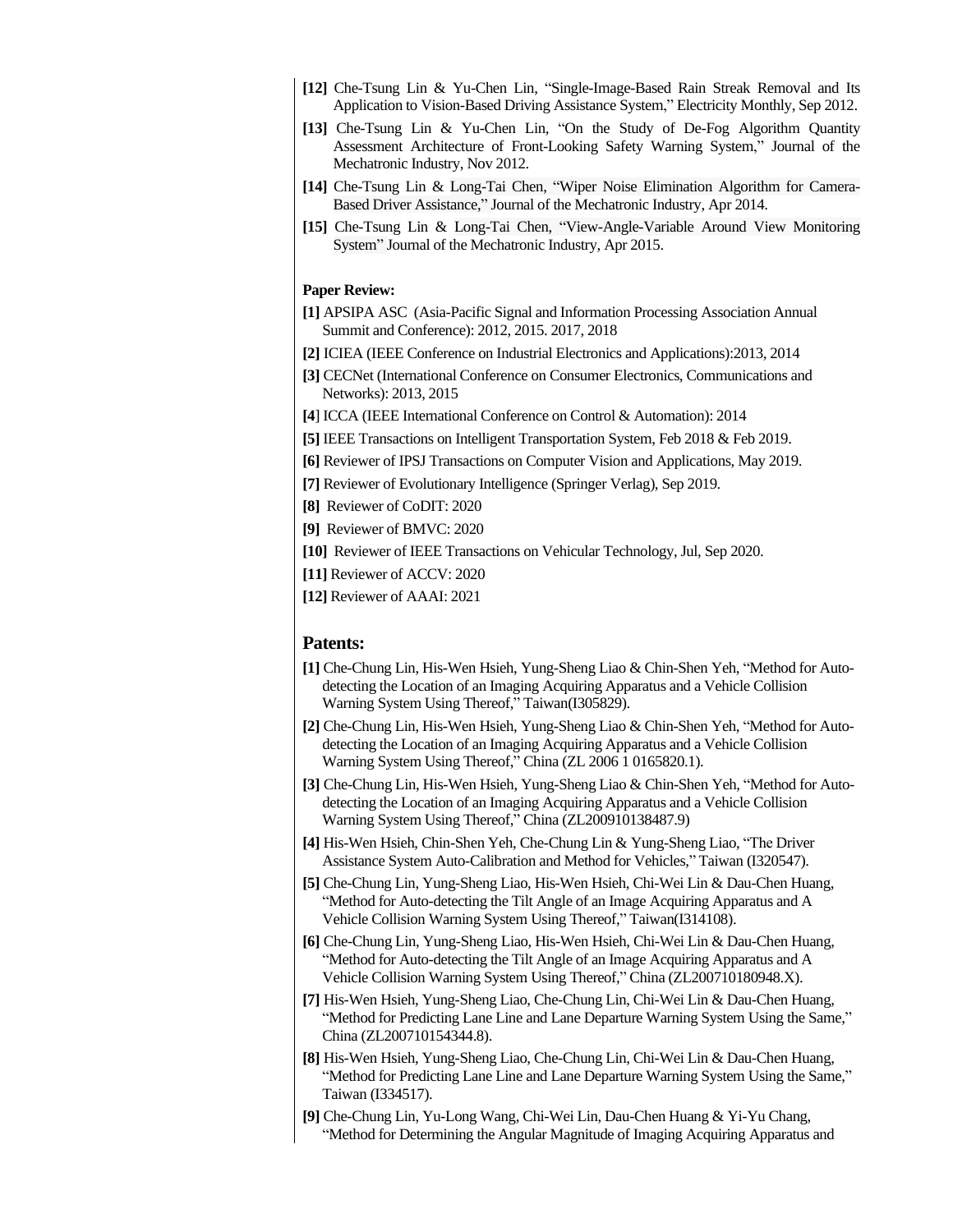**[12]** Che-Tsung Lin & Yu-Chen Lin, "Single-Image-Based Rain Streak Removal and Its Application to Vision-Based Driving Assistance System," Electricity Monthly, Sep 2012.

**[13]** Che-Tsung Lin & Yu-Chen Lin, "On the Study of De-Fog Algorithm Quantity Assessment Architecture of Front-Looking Safety Warning System," Journal of the Mechatronic Industry, Nov 2012.

**[14]** Che-Tsung Lin & Long-Tai Chen, "Wiper Noise Elimination Algorithm for Camera-Based Driver Assistance," Journal of the Mechatronic Industry, Apr 2014.

**[15]** Che-Tsung Lin & Long-Tai Chen, "View-Angle-Variable Around View Monitoring System" Journal of the Mechatronic Industry, Apr 2015.

**Paper Review:**

**[1]** APSIPA ASC (Asia-Pacific Signal and Information Processing Association Annual Summit and Conference): 2012, 2015. 2017, 2018

**[2]** ICIEA (IEEE Conference on Industrial Electronics and Applications):2013, 2014

**[3]** CECNet (International Conference on Consumer Electronics, Communications and Networks): 2013, 2015

**[4**] ICCA (IEEE International Conference on Control & Automation): 2014

**[5]** IEEE Transactions on Intelligent Transportation System, Feb 2018 & Feb 2019.

**[6]** Reviewer of IPSJ Transactions on Computer Vision and Applications, May 2019.

**[7]** Reviewer of Evolutionary Intelligence (Springer Verlag), Sep 2019.

**[8]** Reviewer of CoDIT: 2020

**[9]** Reviewer of BMVC: 2020

**[10]** Reviewer of IEEE Transactions on Vehicular Technology, Jul, Sep 2020.

**[11]** Reviewer of ACCV: 2020

**[12]** Reviewer of AAAI: 2021

## Patents:

**[1]** Che-Chung Lin, His-Wen Hsieh, Yung-Sheng Liao & Chin-Shen Yeh, "Method for Auto-detecting the Location of an Imaging Acquiring Apparatus and a Vehicle Collision Warning System Using Thereof," Taiwan(I305829).

**[2]** Che-Chung Lin, His-Wen Hsieh, Yung-Sheng Liao & Chin-Shen Yeh, "Method for Auto-detecting the Location of an Imaging Acquiring Apparatus and a Vehicle Collision Warning System Using Thereof," China (ZL 2006 1 0165820.1).

**[3]** Che-Chung Lin, His-Wen Hsieh, Yung-Sheng Liao & Chin-Shen Yeh, "Method for Auto-detecting the Location of an Imaging Acquiring Apparatus and a Vehicle Collision Warning System Using Thereof," China (ZL200910138487.9)

**[4]** His-Wen Hsieh, Chin-Shen Yeh, Che-Chung Lin & Yung-Sheng Liao, "The Driver Assistance System Auto-Calibration and Method for Vehicles," Taiwan (I320547).

**[5]** Che-Chung Lin, Yung-Sheng Liao, His-Wen Hsieh, Chi-Wei Lin & Dau-Chen Huang, "Method for Auto-detecting the Tilt Angle of an Image Acquiring Apparatus and A Vehicle Collision Warning System Using Thereof," Taiwan(I314108).

**[6]** Che-Chung Lin, Yung-Sheng Liao, His-Wen Hsieh, Chi-Wei Lin & Dau-Chen Huang, "Method for Auto-detecting the Tilt Angle of an Image Acquiring Apparatus and A Vehicle Collision Warning System Using Thereof," China (ZL200710180948.X).

**[7]** His-Wen Hsieh, Yung-Sheng Liao, Che-Chung Lin, Chi-Wei Lin & Dau-Chen Huang, "Method for Predicting Lane Line and Lane Departure Warning System Using the Same," China (ZL200710154344.8).

**[8]** His-Wen Hsieh, Yung-Sheng Liao, Che-Chung Lin, Chi-Wei Lin & Dau-Chen Huang, "Method for Predicting Lane Line and Lane Departure Warning System Using the Same," Taiwan (I334517).

**[9]** Che-Chung Lin, Yu-Long Wang, Chi-Wei Lin, Dau-Chen Huang & Yi-Yu Chang, "Method for Determining the Angular Magnitude of Imaging Acquiring Apparatus and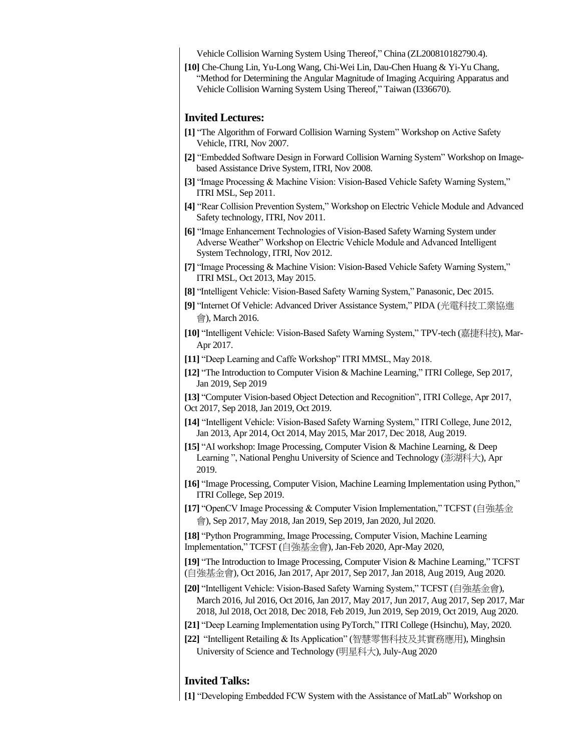Vehicle Collision Warning System Using Thereof," China (ZL200810182790.4).

**[10]** Che-Chung Lin, Yu-Long Wang, Chi-Wei Lin, Dau-Chen Huang & Yi-Yu Chang, "Method for Determining the Angular Magnitude of Imaging Acquiring Apparatus and Vehicle Collision Warning System Using Thereof," Taiwan (I336670).

## Invited Lectures:

**[1]** "The Algorithm of Forward Collision Warning System" Workshop on Active Safety Vehicle, ITRI, Nov 2007.

**[2]** "Embedded Software Design in Forward Collision Warning System" Workshop on Image-based Assistance Drive System, ITRI, Nov 2008.

**[3]** "Image Processing & Machine Vision: Vision-Based Vehicle Safety Warning System," ITRI MSL, Sep 2011.

**[4]** "Rear Collision Prevention System," Workshop on Electric Vehicle Module and Advanced Safety technology, ITRI, Nov 2011.

**[6]** "Image Enhancement Technologies of Vision-Based Safety Warning System under Adverse Weather" Workshop on Electric Vehicle Module and Advanced Intelligent System Technology, ITRI, Nov 2012.

**[7]** "Image Processing & Machine Vision: Vision-Based Vehicle Safety Warning System," ITRI MSL, Oct 2013, May 2015.

**[8]** "Intelligent Vehicle: Vision-Based Safety Warning System," Panasonic, Dec 2015.

**[9]** "Internet Of Vehicle: Advanced Driver Assistance System," PIDA (光電科技工業協進會), March 2016.

**[10]** "Intelligent Vehicle: Vision-Based Safety Warning System," TPV-tech (嘉捷科技), Mar-Apr 2017.

**[11]** "Deep Learning and Caffe Workshop" ITRI MMSL, May 2018.

**[12]** "The Introduction to Computer Vision & Machine Learning," ITRI College, Sep 2017, Jan 2019, Sep 2019

**[13]** "Computer Vision-based Object Detection and Recognition", ITRI College, Apr 2017, Oct 2017, Sep 2018, Jan 2019, Oct 2019.

**[14]** "Intelligent Vehicle: Vision-Based Safety Warning System," ITRI College, June 2012, Jan 2013, Apr 2014, Oct 2014, May 2015, Mar 2017, Dec 2018, Aug 2019.

**[15]** "AI workshop: Image Processing, Computer Vision & Machine Learning, & Deep Learning ", National Penghu University of Science and Technology (澎湖科大), Apr 2019.

**[16]** "Image Processing, Computer Vision, Machine Learning Implementation using Python," ITRI College, Sep 2019.

**[17]** "OpenCV Image Processing & Computer Vision Implementation," TCFST (自強基金會), Sep 2017, May 2018, Jan 2019, Sep 2019, Jan 2020, Jul 2020.

**[18]** "Python Programming, Image Processing, Computer Vision, Machine Learning Implementation," TCFST (自強基金會), Jan-Feb 2020, Apr-May 2020,

**[19]** "The Introduction to Image Processing, Computer Vision & Machine Learning," TCFST (自強基金會), Oct 2016, Jan 2017, Apr 2017, Sep 2017, Jan 2018, Aug 2019, Aug 2020.

**[20]** "Intelligent Vehicle: Vision-Based Safety Warning System," TCFST (自強基金會), March 2016, Jul 2016, Oct 2016, Jan 2017, May 2017, Jun 2017, Aug 2017, Sep 2017, Mar 2018, Jul 2018, Oct 2018, Dec 2018, Feb 2019, Jun 2019, Sep 2019, Oct 2019, Aug 2020.

**[21]** "Deep Learning Implementation using PyTorch," ITRI College (Hsinchu), May, 2020.

**[22]** "Intelligent Retailing & Its Application" (智慧零售科技及其實務應用), Minghsin University of Science and Technology (明星科大), July-Aug 2020

## Invited Talks:

**[1]** "Developing Embedded FCW System with the Assistance of MatLab" Workshop on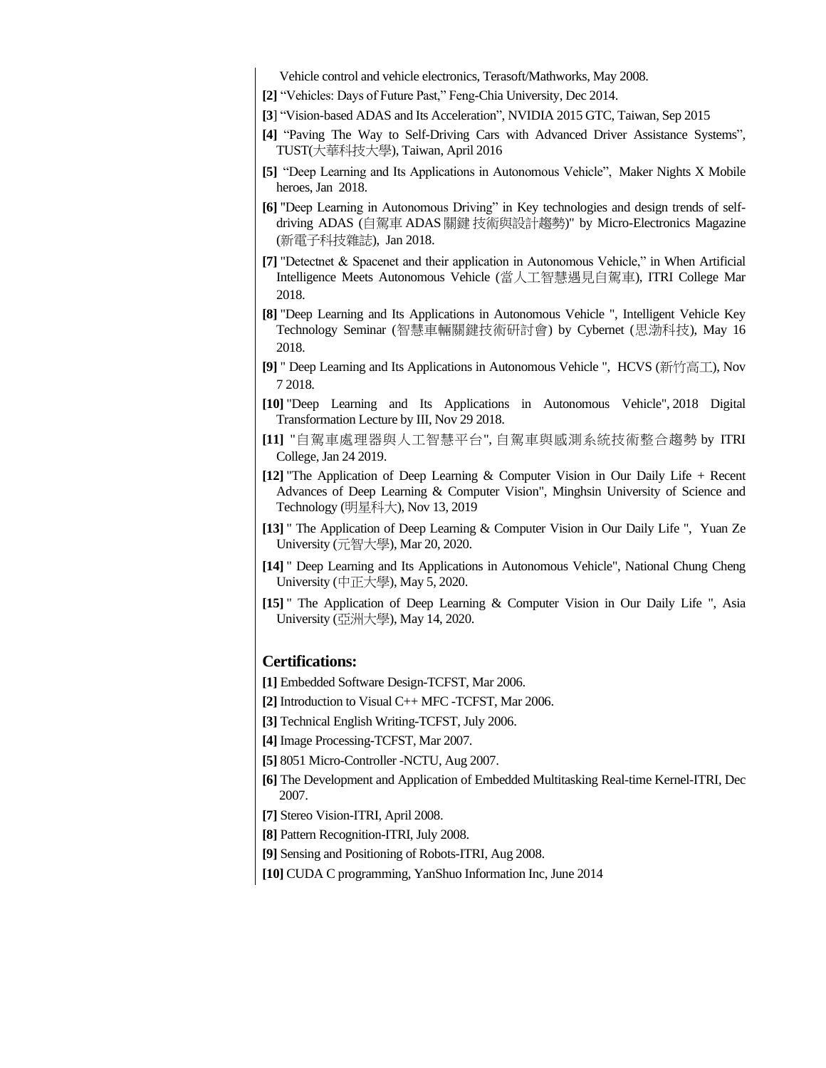Vehicle control and vehicle electronics, Terasoft/Mathworks, May 2008.

**[2]** "Vehicles: Days of Future Past," Feng-Chia University, Dec 2014.

**[3**] "Vision-based ADAS and Its Acceleration", NVIDIA 2015 GTC, Taiwan, Sep 2015

**[4]** "Paving The Way to Self-Driving Cars with Advanced Driver Assistance Systems", TUST(大華科技大學), Taiwan, April 2016

**[5]** "Deep Learning and Its Applications in Autonomous Vehicle", Maker Nights X Mobile heroes, Jan 2018.

**[6]** "Deep Learning in Autonomous Driving" in Key technologies and design trends of self-driving ADAS (自駕車 ADAS 關鍵 技術與設計趨勢)" by Micro-Electronics Magazine (新電子科技雜誌), Jan 2018.

**[7]** "Detectnet & Spacenet and their application in Autonomous Vehicle," in When Artificial Intelligence Meets Autonomous Vehicle (當人工智慧遇見自駕車), ITRI College Mar 2018.

**[8]** "Deep Learning and Its Applications in Autonomous Vehicle ", Intelligent Vehicle Key Technology Seminar (智慧車輛關鍵技術研討會) by Cybernet (思渤科技), May 16 2018.

**[9]** " Deep Learning and Its Applications in Autonomous Vehicle ", HCVS (新竹高工), Nov 7 2018.

**[10]** "Deep Learning and Its Applications in Autonomous Vehicle", 2018 Digital Transformation Lecture by III, Nov 29 2018.

**[11]** "自駕車處理器與人工智慧平台", 自駕車與感測系統技術整合趨勢 by ITRI College, Jan 24 2019.

**[12]** "The Application of Deep Learning & Computer Vision in Our Daily Life + Recent Advances of Deep Learning & Computer Vision", Minghsin University of Science and Technology (明星科大), Nov 13, 2019

**[13]** " The Application of Deep Learning & Computer Vision in Our Daily Life ", Yuan Ze University (元智大學), Mar 20, 2020.

**[14]** " Deep Learning and Its Applications in Autonomous Vehicle", National Chung Cheng University (中正大學), May 5, 2020.

**[15]** " The Application of Deep Learning & Computer Vision in Our Daily Life ", Asia University (亞洲大學), May 14, 2020.

## Certifications:

**[1]** Embedded Software Design-TCFST, Mar 2006.

**[2]** Introduction to Visual C++ MFC -TCFST, Mar 2006.

**[3]** Technical English Writing-TCFST, July 2006.

**[4]** Image Processing-TCFST, Mar 2007.

**[5]** 8051 Micro-Controller -NCTU, Aug 2007.

**[6]** The Development and Application of Embedded Multitasking Real-time Kernel-ITRI, Dec 2007.

**[7]** Stereo Vision-ITRI, April 2008.

**[8]** Pattern Recognition-ITRI, July 2008.

**[9]** Sensing and Positioning of Robots-ITRI, Aug 2008.

**[10]** CUDA C programming, YanShuo Information Inc, June 2014